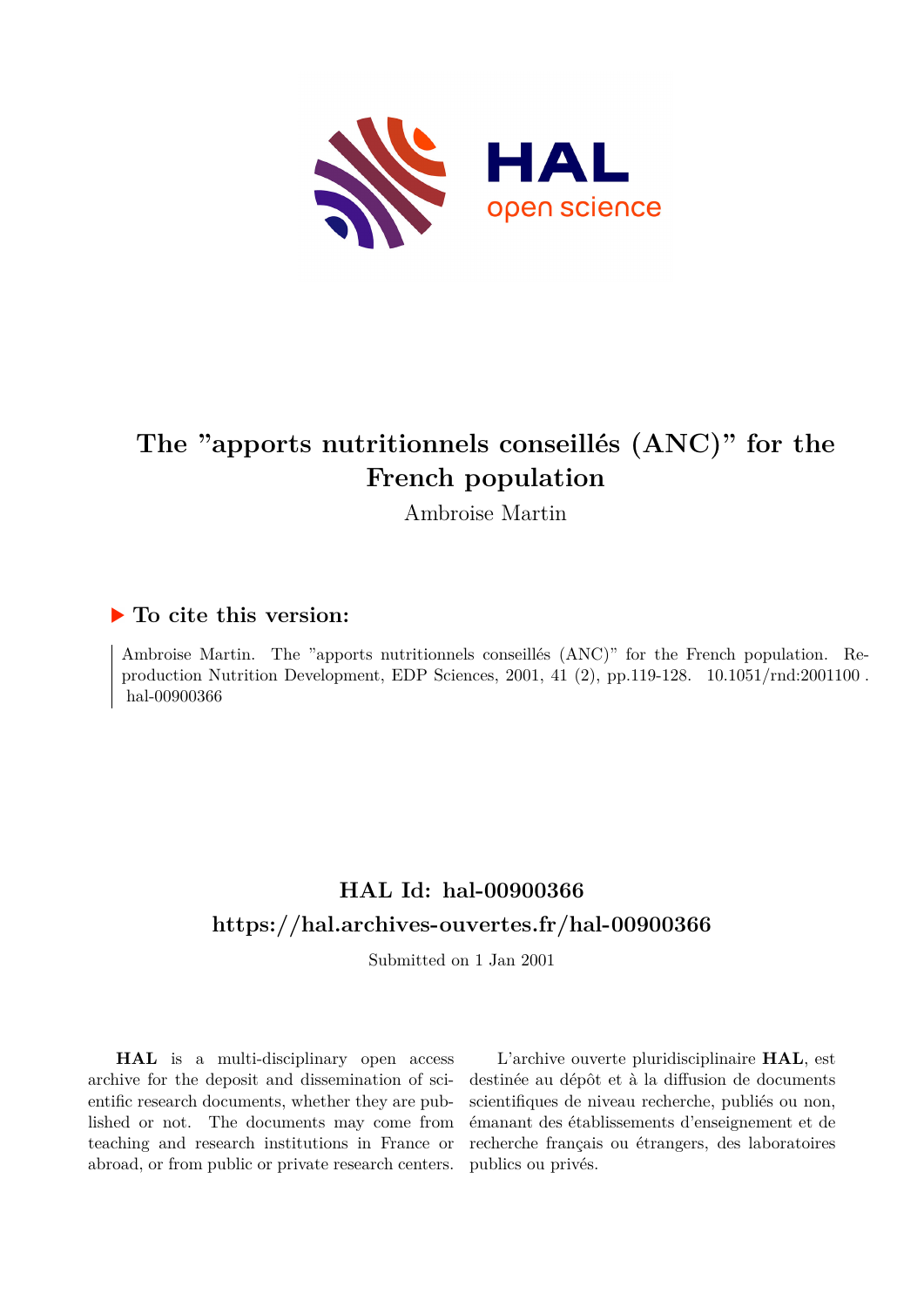# The "apports nutritionnels conseillés (ANC)" for the French population

Ambroise Martin

## ▶ To cite this version:

Ambroise Martin. The "apports nutritionnels conseillés (ANC)" for the French population. Reproduction Nutrition Development, EDP Sciences, 2001, 41 (2), pp.119-128. 10.1051/rnd:2001100 . hal-00900366

## HAL Id: hal-00900366

## https://hal.archives-ouvertes.fr/hal-00900366

Submitted on 1 Jan 2001

**HAL** is a multi-disciplinary open access archive for the deposit and dissemination of scientific research documents, whether they are published or not. The documents may come from teaching and research institutions in France or abroad, or from public or private research centers.

L'archive ouverte pluridisciplinaire **HAL**, est destinée au dépôt et à la diffusion de documents scientifiques de niveau recherche, publiés ou non, émanant des établissements d'enseignement et de recherche français ou étrangers, des laboratoires publics ou privés.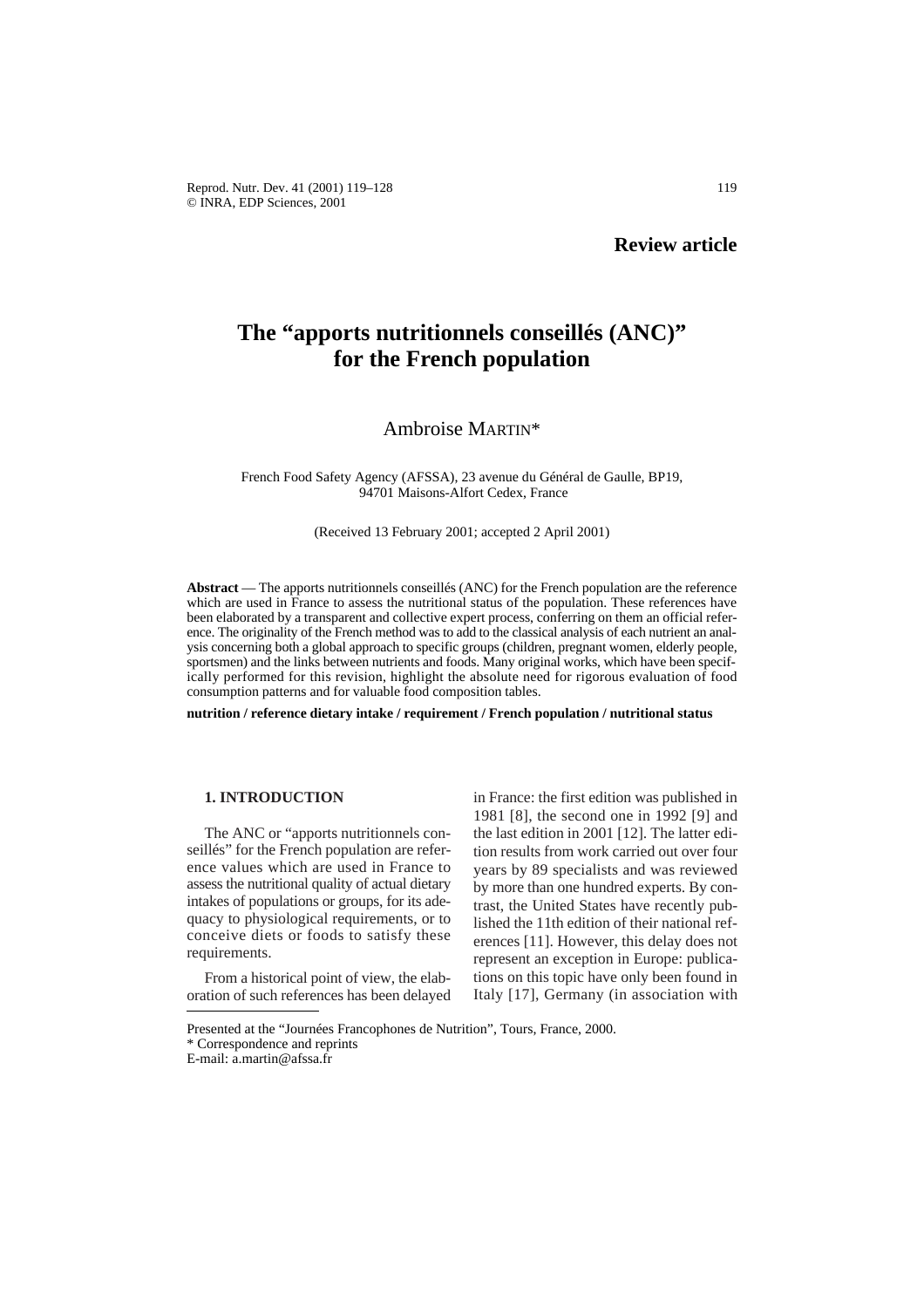**Review article**

# The "apports nutritionnels conseillés (ANC)" for the French population

Ambroise MARTIN*

French Food Safety Agency (AFSSA), 23 avenue du Général de Gaulle, BP19, 94701 Maisons-Alfort Cedex, France

(Received 13 February 2001; accepted 2 April 2001)

**Abstract** — The apports nutritionnels conseillés (ANC) for the French population are the reference which are used in France to assess the nutritional status of the population. These references have been elaborated by a transparent and collective expert process, conferring on them an official reference. The originality of the French method was to add to the classical analysis of each nutrient an analysis concerning both a global approach to specific groups (children, pregnant women, elderly people, sportsmen) and the links between nutrients and foods. Many original works, which have been specifically performed for this revision, highlight the absolute need for rigorous evaluation of food consumption patterns and for valuable food composition tables.

**nutrition / reference dietary intake / requirement / French population / nutritional status**

## 1. INTRODUCTION

The ANC or "apports nutritionnels conseillés" for the French population are reference values which are used in France to assess the nutritional quality of actual dietary intakes of populations or groups, for its adequacy to physiological requirements, or to conceive diets or foods to satisfy these requirements.

From a historical point of view, the elaboration of such references has been delayed in France: the first edition was published in 1981 [8], the second one in 1992 [9] and the last edition in 2001 [12]. The latter edition results from work carried out over four years by 89 specialists and was reviewed by more than one hundred experts. By contrast, the United States have recently published the 11th edition of their national references [11]. However, this delay does not represent an exception in Europe: publications on this topic have only been found in Italy [17], Germany (in association with

---

Presented at the "Journées Francophones de Nutrition", Tours, France, 2000.
* Correspondence and reprints
E-mail: a.martin@afssa.fr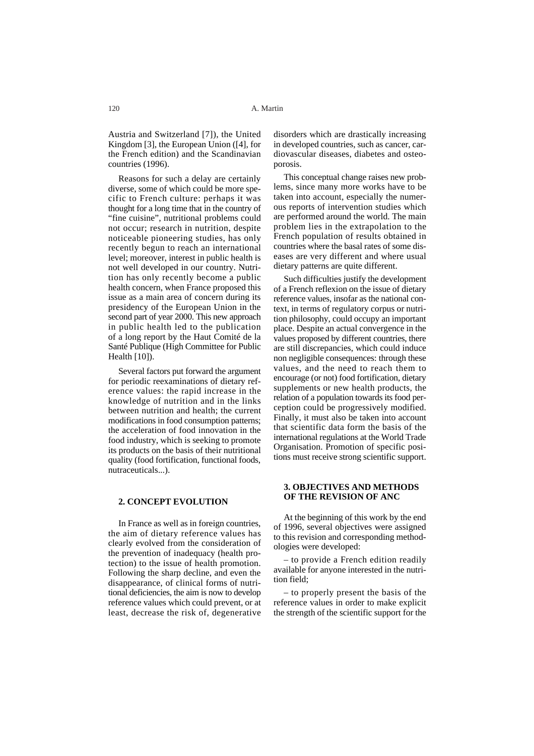Austria and Switzerland [7]), the United Kingdom [3], the European Union ([4], for the French edition) and the Scandinavian countries (1996).

Reasons for such a delay are certainly diverse, some of which could be more specific to French culture: perhaps it was thought for a long time that in the country of "fine cuisine", nutritional problems could not occur; research in nutrition, despite noticeable pioneering studies, has only recently begun to reach an international level; moreover, interest in public health is not well developed in our country. Nutrition has only recently become a public health concern, when France proposed this issue as a main area of concern during its presidency of the European Union in the second part of year 2000. This new approach in public health led to the publication of a long report by the Haut Comité de la Santé Publique (High Committee for Public Health [10]).

Several factors put forward the argument for periodic reexaminations of dietary reference values: the rapid increase in the knowledge of nutrition and in the links between nutrition and health; the current modifications in food consumption patterns; the acceleration of food innovation in the food industry, which is seeking to promote its products on the basis of their nutritional quality (food fortification, functional foods, nutraceuticals...).

## 2. CONCEPT EVOLUTION

In France as well as in foreign countries, the aim of dietary reference values has clearly evolved from the consideration of the prevention of inadequacy (health protection) to the issue of health promotion. Following the sharp decline, and even the disappearance, of clinical forms of nutritional deficiencies, the aim is now to develop reference values which could prevent, or at least, decrease the risk of, degenerative disorders which are drastically increasing in developed countries, such as cancer, cardiovascular diseases, diabetes and osteoporosis.

This conceptual change raises new problems, since many more works have to be taken into account, especially the numerous reports of intervention studies which are performed around the world. The main problem lies in the extrapolation to the French population of results obtained in countries where the basal rates of some diseases are very different and where usual dietary patterns are quite different.

Such difficulties justify the development of a French reflexion on the issue of dietary reference values, insofar as the national context, in terms of regulatory corpus or nutrition philosophy, could occupy an important place. Despite an actual convergence in the values proposed by different countries, there are still discrepancies, which could induce non negligible consequences: through these values, and the need to reach them to encourage (or not) food fortification, dietary supplements or new health products, the relation of a population towards its food perception could be progressively modified. Finally, it must also be taken into account that scientific data form the basis of the international regulations at the World Trade Organisation. Promotion of specific positions must receive strong scientific support.

## 3. OBJECTIVES AND METHODS OF THE REVISION OF ANC

At the beginning of this work by the end of 1996, several objectives were assigned to this revision and corresponding methodologies were developed:

– to provide a French edition readily available for anyone interested in the nutrition field;

– to properly present the basis of the reference values in order to make explicit the strength of the scientific support for the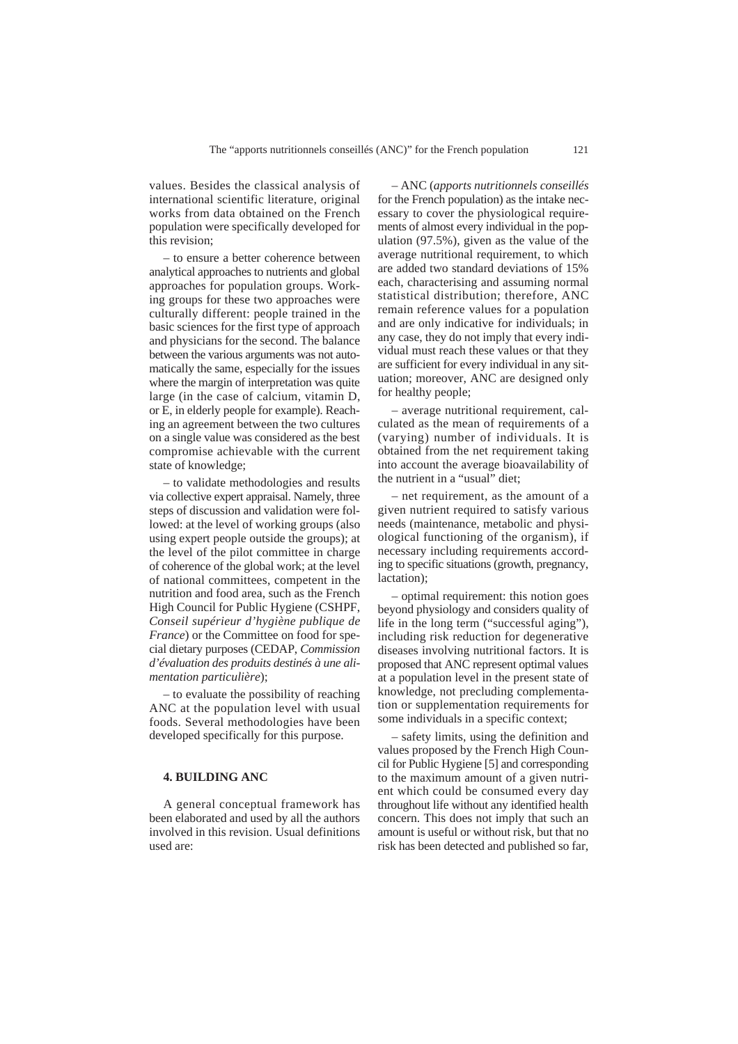values. Besides the classical analysis of international scientific literature, original works from data obtained on the French population were specifically developed for this revision;

– to ensure a better coherence between analytical approaches to nutrients and global approaches for population groups. Working groups for these two approaches were culturally different: people trained in the basic sciences for the first type of approach and physicians for the second. The balance between the various arguments was not automatically the same, especially for the issues where the margin of interpretation was quite large (in the case of calcium, vitamin D, or E, in elderly people for example). Reaching an agreement between the two cultures on a single value was considered as the best compromise achievable with the current state of knowledge;

– to validate methodologies and results via collective expert appraisal. Namely, three steps of discussion and validation were followed: at the level of working groups (also using expert people outside the groups); at the level of the pilot committee in charge of coherence of the global work; at the level of national committees, competent in the nutrition and food area, such as the French High Council for Public Hygiene (CSHPF, *Conseil supérieur d'hygiène publique de France*) or the Committee on food for special dietary purposes (CEDAP, *Commission d'évaluation des produits destinés à une alimentation particulière*);

– to evaluate the possibility of reaching ANC at the population level with usual foods. Several methodologies have been developed specifically for this purpose.

## 4. BUILDING ANC

A general conceptual framework has been elaborated and used by all the authors involved in this revision. Usual definitions used are:

– ANC (*apports nutritionnels conseillés* for the French population) as the intake necessary to cover the physiological requirements of almost every individual in the population (97.5%), given as the value of the average nutritional requirement, to which are added two standard deviations of 15% each, characterising and assuming normal statistical distribution; therefore, ANC remain reference values for a population and are only indicative for individuals; in any case, they do not imply that every individual must reach these values or that they are sufficient for every individual in any situation; moreover, ANC are designed only for healthy people;

– average nutritional requirement, calculated as the mean of requirements of a (varying) number of individuals. It is obtained from the net requirement taking into account the average bioavailability of the nutrient in a "usual" diet;

– net requirement, as the amount of a given nutrient required to satisfy various needs (maintenance, metabolic and physiological functioning of the organism), if necessary including requirements according to specific situations (growth, pregnancy, lactation);

– optimal requirement: this notion goes beyond physiology and considers quality of life in the long term ("successful aging"), including risk reduction for degenerative diseases involving nutritional factors. It is proposed that ANC represent optimal values at a population level in the present state of knowledge, not precluding complementation or supplementation requirements for some individuals in a specific context;

– safety limits, using the definition and values proposed by the French High Council for Public Hygiene [5] and corresponding to the maximum amount of a given nutrient which could be consumed every day throughout life without any identified health concern. This does not imply that such an amount is useful or without risk, but that no risk has been detected and published so far,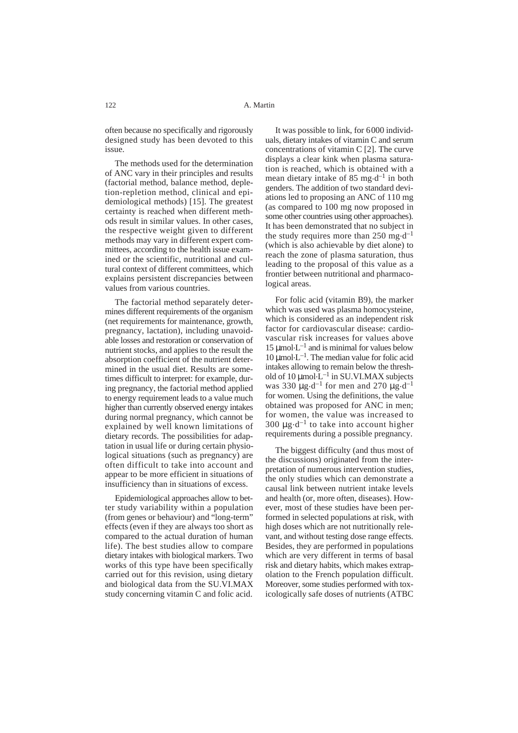often because no specifically and rigorously designed study has been devoted to this issue.

The methods used for the determination of ANC vary in their principles and results (factorial method, balance method, depletion-repletion method, clinical and epidemiological methods) [15]. The greatest certainty is reached when different methods result in similar values. In other cases, the respective weight given to different methods may vary in different expert committees, according to the health issue examined or the scientific, nutritional and cultural context of different committees, which explains persistent discrepancies between values from various countries.

The factorial method separately determines different requirements of the organism (net requirements for maintenance, growth, pregnancy, lactation), including unavoidable losses and restoration or conservation of nutrient stocks, and applies to the result the absorption coefficient of the nutrient determined in the usual diet. Results are sometimes difficult to interpret: for example, during pregnancy, the factorial method applied to energy requirement leads to a value much higher than currently observed energy intakes during normal pregnancy, which cannot be explained by well known limitations of dietary records. The possibilities for adaptation in usual life or during certain physiological situations (such as pregnancy) are often difficult to take into account and appear to be more efficient in situations of insufficiency than in situations of excess.

Epidemiological approaches allow to better study variability within a population (from genes or behaviour) and "long-term" effects (even if they are always too short as compared to the actual duration of human life). The best studies allow to compare dietary intakes with biological markers. Two works of this type have been specifically carried out for this revision, using dietary and biological data from the SU.VI.MAX study concerning vitamin C and folic acid.

It was possible to link, for 6000 individuals, dietary intakes of vitamin C and serum concentrations of vitamin C [2]. The curve displays a clear kink when plasma saturation is reached, which is obtained with a mean dietary intake of 85 $mg \cdot d^{-1}$ in both genders. The addition of two standard deviations led to proposing an ANC of 110 mg (as compared to 100 mg now proposed in some other countries using other approaches). It has been demonstrated that no subject in the study requires more than 250 $mg \cdot d^{-1}$ (which is also achievable by diet alone) to reach the zone of plasma saturation, thus leading to the proposal of this value as a frontier between nutritional and pharmacological areas.

For folic acid (vitamin B9), the marker which was used was plasma homocysteine, which is considered as an independent risk factor for cardiovascular disease: cardiovascular risk increases for values above 15 $\mu mol \cdot L^{-1}$ and is minimal for values below 10 $\mu mol \cdot L^{-1}$. The median value for folic acid intakes allowing to remain below the threshold of 10 $\mu mol \cdot L^{-1}$ in SU.VI.MAX subjects was 330 $\mu g \cdot d^{-1}$ for men and 270 $\mu g \cdot d^{-1}$ for women. Using the definitions, the value obtained was proposed for ANC in men; for women, the value was increased to 300 $\mu g \cdot d^{-1}$ to take into account higher requirements during a possible pregnancy.

The biggest difficulty (and thus most of the discussions) originated from the interpretation of numerous intervention studies, the only studies which can demonstrate a causal link between nutrient intake levels and health (or, more often, diseases). However, most of these studies have been performed in selected populations at risk, with high doses which are not nutritionally relevant, and without testing dose range effects. Besides, they are performed in populations which are very different in terms of basal risk and dietary habits, which makes extrapolation to the French population difficult. Moreover, some studies performed with toxicologically safe doses of nutrients (ATBC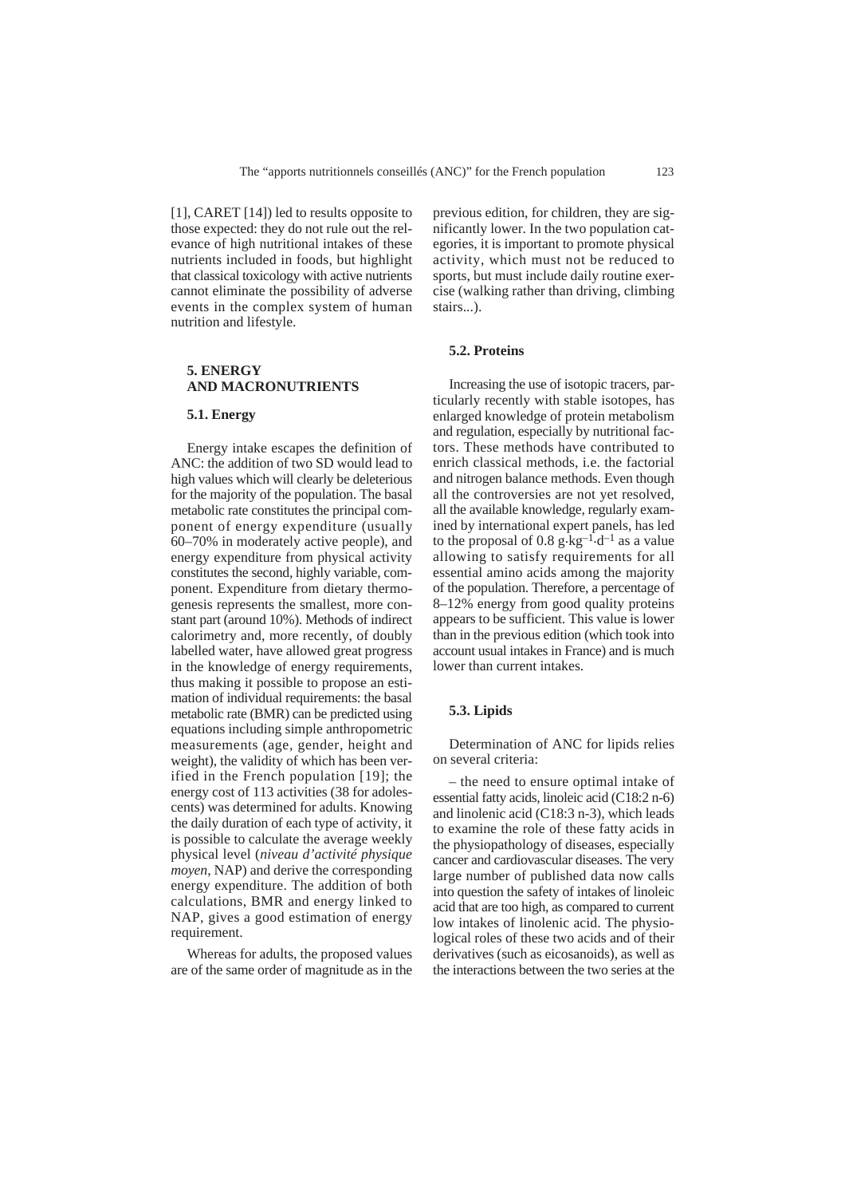[1], CARET [14]) led to results opposite to those expected: they do not rule out the relevance of high nutritional intakes of these nutrients included in foods, but highlight that classical toxicology with active nutrients cannot eliminate the possibility of adverse events in the complex system of human nutrition and lifestyle.

## 5. ENERGY AND MACRONUTRIENTS

### 5.1. Energy

Energy intake escapes the definition of ANC: the addition of two SD would lead to high values which will clearly be deleterious for the majority of the population. The basal metabolic rate constitutes the principal component of energy expenditure (usually 60–70% in moderately active people), and energy expenditure from physical activity constitutes the second, highly variable, component. Expenditure from dietary thermogenesis represents the smallest, more constant part (around 10%). Methods of indirect calorimetry and, more recently, of doubly labelled water, have allowed great progress in the knowledge of energy requirements, thus making it possible to propose an estimation of individual requirements: the basal metabolic rate (BMR) can be predicted using equations including simple anthropometric measurements (age, gender, height and weight), the validity of which has been verified in the French population [19]; the energy cost of 113 activities (38 for adolescents) was determined for adults. Knowing the daily duration of each type of activity, it is possible to calculate the average weekly physical level (*niveau d'activité physique moyen*, NAP) and derive the corresponding energy expenditure. The addition of both calculations, BMR and energy linked to NAP, gives a good estimation of energy requirement.

Whereas for adults, the proposed values are of the same order of magnitude as in the previous edition, for children, they are significantly lower. In the two population categories, it is important to promote physical activity, which must not be reduced to sports, but must include daily routine exercise (walking rather than driving, climbing stairs...).

### 5.2. Proteins

Increasing the use of isotopic tracers, particularly recently with stable isotopes, has enlarged knowledge of protein metabolism and regulation, especially by nutritional factors. These methods have contributed to enrich classical methods, i.e. the factorial and nitrogen balance methods. Even though all the controversies are not yet resolved, all the available knowledge, regularly examined by international expert panels, has led to the proposal of $0.8\ \text{g}\cdot\text{kg}^{-1}\cdot\text{d}^{-1}$ as a value allowing to satisfy requirements for all essential amino acids among the majority of the population. Therefore, a percentage of 8–12% energy from good quality proteins appears to be sufficient. This value is lower than in the previous edition (which took into account usual intakes in France) and is much lower than current intakes.

### 5.3. Lipids

Determination of ANC for lipids relies on several criteria:

– the need to ensure optimal intake of essential fatty acids, linoleic acid (C18:2 n-6) and linolenic acid (C18:3 n-3), which leads to examine the role of these fatty acids in the physiopathology of diseases, especially cancer and cardiovascular diseases. The very large number of published data now calls into question the safety of intakes of linoleic acid that are too high, as compared to current low intakes of linolenic acid. The physiological roles of these two acids and of their derivatives (such as eicosanoids), as well as the interactions between the two series at the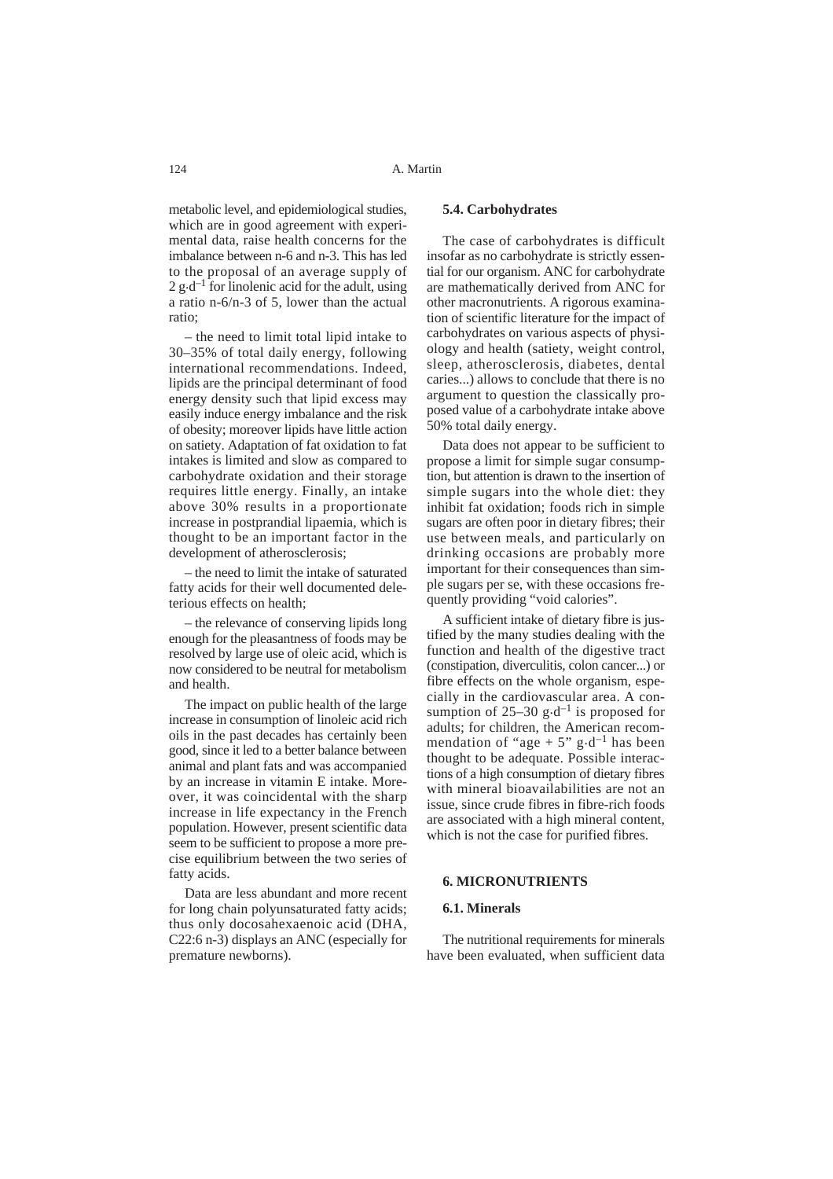metabolic level, and epidemiological studies, which are in good agreement with experimental data, raise health concerns for the imbalance between n-6 and n-3. This has led to the proposal of an average supply of $2\ g{\cdot}d^{-1}$ for linolenic acid for the adult, using a ratio n-6/n-3 of 5, lower than the actual ratio;

– the need to limit total lipid intake to 30–35% of total daily energy, following international recommendations. Indeed, lipids are the principal determinant of food energy density such that lipid excess may easily induce energy imbalance and the risk of obesity; moreover lipids have little action on satiety. Adaptation of fat oxidation to fat intakes is limited and slow as compared to carbohydrate oxidation and their storage requires little energy. Finally, an intake above 30% results in a proportionate increase in postprandial lipaemia, which is thought to be an important factor in the development of atherosclerosis;

– the need to limit the intake of saturated fatty acids for their well documented deleterious effects on health;

– the relevance of conserving lipids long enough for the pleasantness of foods may be resolved by large use of oleic acid, which is now considered to be neutral for metabolism and health.

The impact on public health of the large increase in consumption of linoleic acid rich oils in the past decades has certainly been good, since it led to a better balance between animal and plant fats and was accompanied by an increase in vitamin E intake. Moreover, it was coincidental with the sharp increase in life expectancy in the French population. However, present scientific data seem to be sufficient to propose a more precise equilibrium between the two series of fatty acids.

Data are less abundant and more recent for long chain polyunsaturated fatty acids; thus only docosahexaenoic acid (DHA, C22:6 n-3) displays an ANC (especially for premature newborns).

### 5.4. Carbohydrates

The case of carbohydrates is difficult insofar as no carbohydrate is strictly essential for our organism. ANC for carbohydrate are mathematically derived from ANC for other macronutrients. A rigorous examination of scientific literature for the impact of carbohydrates on various aspects of physiology and health (satiety, weight control, sleep, atherosclerosis, diabetes, dental caries...) allows to conclude that there is no argument to question the classically proposed value of a carbohydrate intake above 50% total daily energy.

Data does not appear to be sufficient to propose a limit for simple sugar consumption, but attention is drawn to the insertion of simple sugars into the whole diet: they inhibit fat oxidation; foods rich in simple sugars are often poor in dietary fibres; their use between meals, and particularly on drinking occasions are probably more important for their consequences than simple sugars per se, with these occasions frequently providing "void calories".

A sufficient intake of dietary fibre is justified by the many studies dealing with the function and health of the digestive tract (constipation, diverculitis, colon cancer...) or fibre effects on the whole organism, especially in the cardiovascular area. A consumption of $25–30\ g{\cdot}d^{-1}$ is proposed for adults; for children, the American recommendation of "age + 5" $g{\cdot}d^{-1}$ has been thought to be adequate. Possible interactions of a high consumption of dietary fibres with mineral bioavailabilities are not an issue, since crude fibres in fibre-rich foods are associated with a high mineral content, which is not the case for purified fibres.

## 6. MICRONUTRIENTS

### 6.1. Minerals

The nutritional requirements for minerals have been evaluated, when sufficient data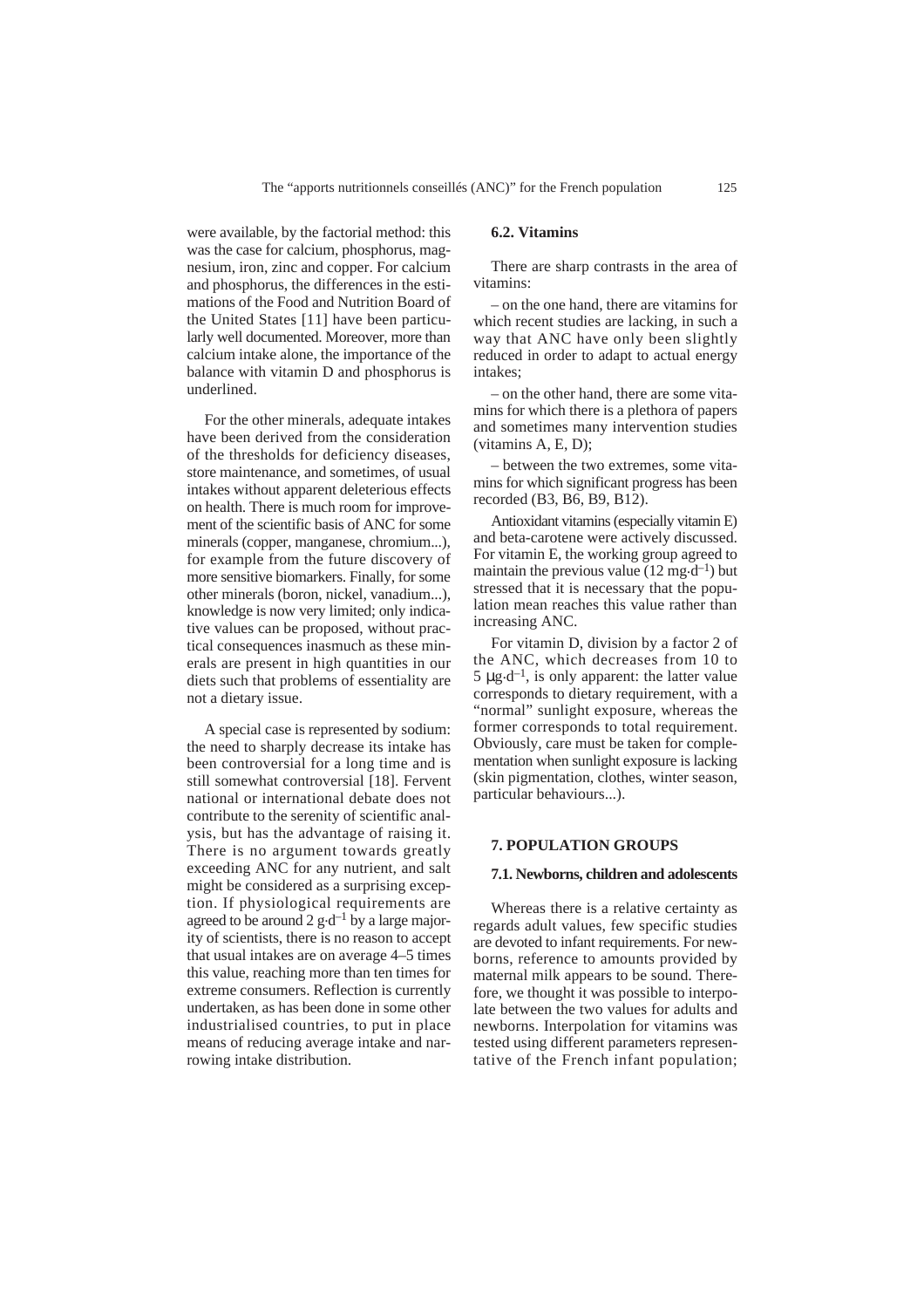were available, by the factorial method: this was the case for calcium, phosphorus, magnesium, iron, zinc and copper. For calcium and phosphorus, the differences in the estimations of the Food and Nutrition Board of the United States [11] have been particularly well documented. Moreover, more than calcium intake alone, the importance of the balance with vitamin D and phosphorus is underlined.

For the other minerals, adequate intakes have been derived from the consideration of the thresholds for deficiency diseases, store maintenance, and sometimes, of usual intakes without apparent deleterious effects on health. There is much room for improvement of the scientific basis of ANC for some minerals (copper, manganese, chromium...), for example from the future discovery of more sensitive biomarkers. Finally, for some other minerals (boron, nickel, vanadium...), knowledge is now very limited; only indicative values can be proposed, without practical consequences inasmuch as these minerals are present in high quantities in our diets such that problems of essentiality are not a dietary issue.

A special case is represented by sodium: the need to sharply decrease its intake has been controversial for a long time and is still somewhat controversial [18]. Fervent national or international debate does not contribute to the serenity of scientific analysis, but has the advantage of raising it. There is no argument towards greatly exceeding ANC for any nutrient, and salt might be considered as a surprising exception. If physiological requirements are agreed to be around 2 $g \cdot d^{-1}$ by a large majority of scientists, there is no reason to accept that usual intakes are on average 4–5 times this value, reaching more than ten times for extreme consumers. Reflection is currently undertaken, as has been done in some other industrialised countries, to put in place means of reducing average intake and narrowing intake distribution.

### 6.2. Vitamins

There are sharp contrasts in the area of vitamins:

– on the one hand, there are vitamins for which recent studies are lacking, in such a way that ANC have only been slightly reduced in order to adapt to actual energy intakes;

– on the other hand, there are some vitamins for which there is a plethora of papers and sometimes many intervention studies (vitamins A, E, D);

– between the two extremes, some vitamins for which significant progress has been recorded (B3, B6, B9, B12).

Antioxidant vitamins (especially vitamin E) and beta-carotene were actively discussed. For vitamin E, the working group agreed to maintain the previous value (12 $mg \cdot d^{-1}$) but stressed that it is necessary that the population mean reaches this value rather than increasing ANC.

For vitamin D, division by a factor 2 of the ANC, which decreases from 10 to 5 $\mu g \cdot d^{-1}$, is only apparent: the latter value corresponds to dietary requirement, with a "normal" sunlight exposure, whereas the former corresponds to total requirement. Obviously, care must be taken for complementation when sunlight exposure is lacking (skin pigmentation, clothes, winter season, particular behaviours...).

## 7. POPULATION GROUPS

### 7.1. Newborns, children and adolescents

Whereas there is a relative certainty as regards adult values, few specific studies are devoted to infant requirements. For newborns, reference to amounts provided by maternal milk appears to be sound. Therefore, we thought it was possible to interpolate between the two values for adults and newborns. Interpolation for vitamins was tested using different parameters representative of the French infant population;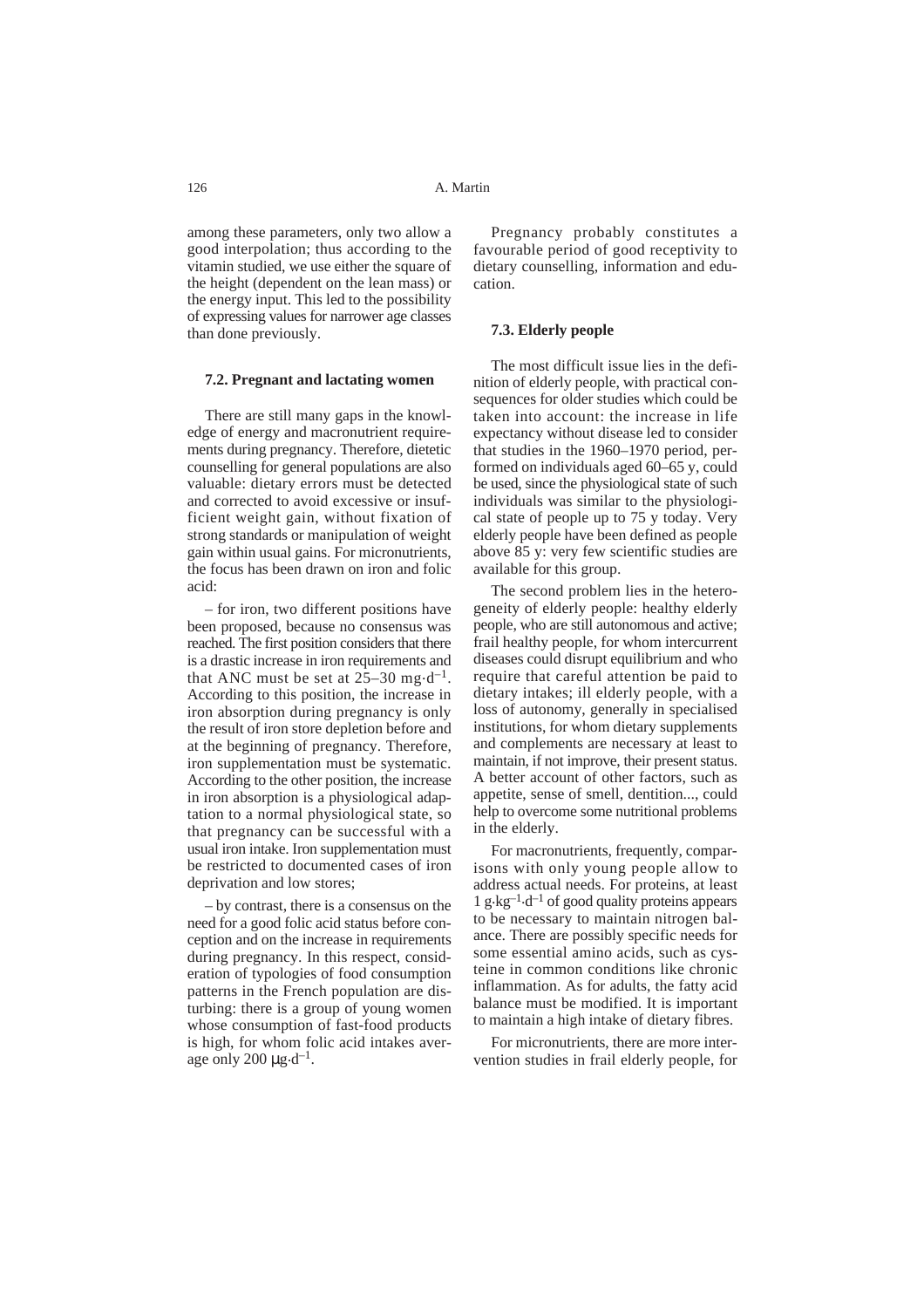among these parameters, only two allow a good interpolation; thus according to the vitamin studied, we use either the square of the height (dependent on the lean mass) or the energy input. This led to the possibility of expressing values for narrower age classes than done previously.

### 7.2. Pregnant and lactating women

There are still many gaps in the knowledge of energy and macronutrient requirements during pregnancy. Therefore, dietetic counselling for general populations are also valuable: dietary errors must be detected and corrected to avoid excessive or insufficient weight gain, without fixation of strong standards or manipulation of weight gain within usual gains. For micronutrients, the focus has been drawn on iron and folic acid:

– for iron, two different positions have been proposed, because no consensus was reached. The first position considers that there is a drastic increase in iron requirements and that ANC must be set at 25–30 $mg \cdot d^{-1}$. According to this position, the increase in iron absorption during pregnancy is only the result of iron store depletion before and at the beginning of pregnancy. Therefore, iron supplementation must be systematic. According to the other position, the increase in iron absorption is a physiological adaptation to a normal physiological state, so that pregnancy can be successful with a usual iron intake. Iron supplementation must be restricted to documented cases of iron deprivation and low stores;

– by contrast, there is a consensus on the need for a good folic acid status before conception and on the increase in requirements during pregnancy. In this respect, consideration of typologies of food consumption patterns in the French population are disturbing: there is a group of young women whose consumption of fast-food products is high, for whom folic acid intakes average only 200 $\mu g \cdot d^{-1}$.

Pregnancy probably constitutes a favourable period of good receptivity to dietary counselling, information and education.

### 7.3. Elderly people

The most difficult issue lies in the definition of elderly people, with practical consequences for older studies which could be taken into account: the increase in life expectancy without disease led to consider that studies in the 1960–1970 period, performed on individuals aged 60–65 y, could be used, since the physiological state of such individuals was similar to the physiological state of people up to 75 y today. Very elderly people have been defined as people above 85 y: very few scientific studies are available for this group.

The second problem lies in the heterogeneity of elderly people: healthy elderly people, who are still autonomous and active; frail healthy people, for whom intercurrent diseases could disrupt equilibrium and who require that careful attention be paid to dietary intakes; ill elderly people, with a loss of autonomy, generally in specialised institutions, for whom dietary supplements and complements are necessary at least to maintain, if not improve, their present status. A better account of other factors, such as appetite, sense of smell, dentition..., could help to overcome some nutritional problems in the elderly.

For macronutrients, frequently, comparisons with only young people allow to address actual needs. For proteins, at least 1 $g \cdot kg^{-1} \cdot d^{-1}$ of good quality proteins appears to be necessary to maintain nitrogen balance. There are possibly specific needs for some essential amino acids, such as cysteine in common conditions like chronic inflammation. As for adults, the fatty acid balance must be modified. It is important to maintain a high intake of dietary fibres.

For micronutrients, there are more intervention studies in frail elderly people, for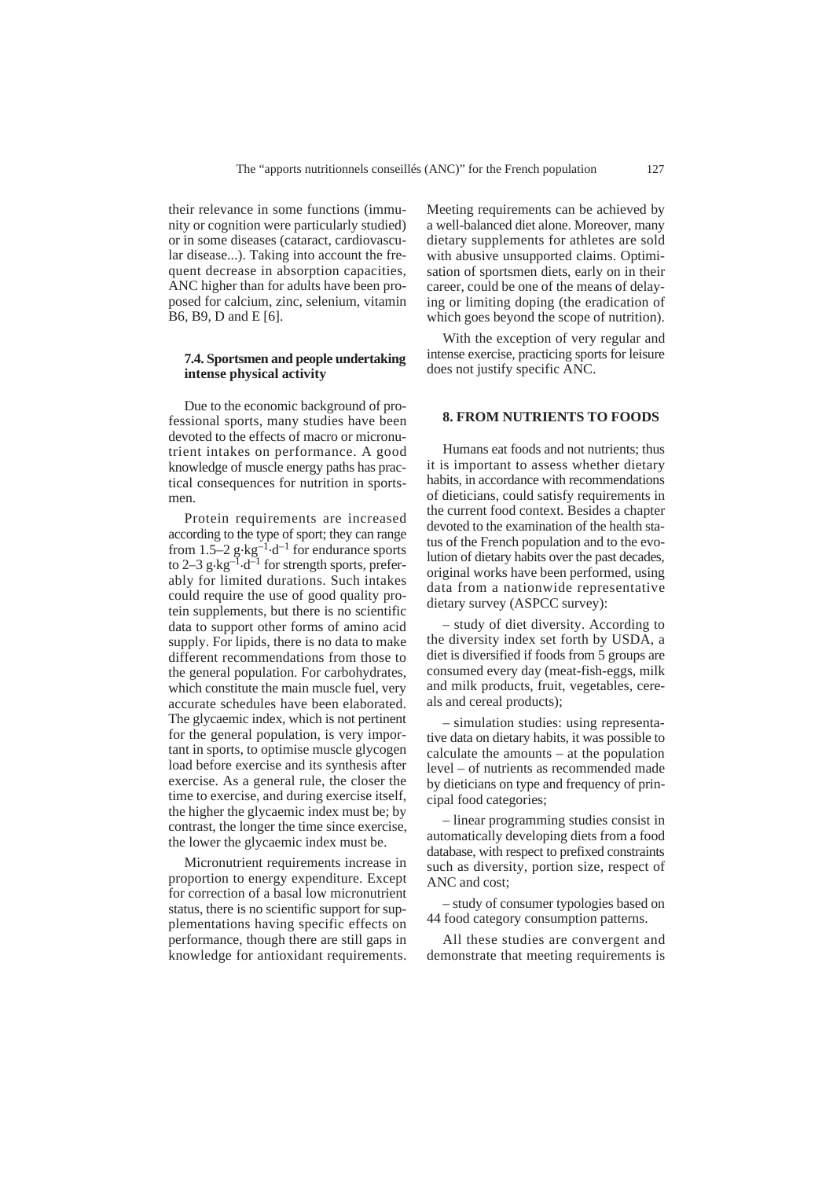their relevance in some functions (immunity or cognition were particularly studied) or in some diseases (cataract, cardiovascular disease...). Taking into account the frequent decrease in absorption capacities, ANC higher than for adults have been proposed for calcium, zinc, selenium, vitamin B6, B9, D and E [6].

### 7.4. Sportsmen and people undertaking intense physical activity

Due to the economic background of professional sports, many studies have been devoted to the effects of macro or micronutrient intakes on performance. A good knowledge of muscle energy paths has practical consequences for nutrition in sportsmen.

Protein requirements are increased according to the type of sport; they can range from 1.5–2 $g \cdot kg^{-1} \cdot d^{-1}$ for endurance sports to 2–3 $g \cdot kg^{-1} \cdot d^{-1}$ for strength sports, preferably for limited durations. Such intakes could require the use of good quality protein supplements, but there is no scientific data to support other forms of amino acid supply. For lipids, there is no data to make different recommendations from those to the general population. For carbohydrates, which constitute the main muscle fuel, very accurate schedules have been elaborated. The glycaemic index, which is not pertinent for the general population, is very important in sports, to optimise muscle glycogen load before exercise and its synthesis after exercise. As a general rule, the closer the time to exercise, and during exercise itself, the higher the glycaemic index must be; by contrast, the longer the time since exercise, the lower the glycaemic index must be.

Micronutrient requirements increase in proportion to energy expenditure. Except for correction of a basal low micronutrient status, there is no scientific support for supplementations having specific effects on performance, though there are still gaps in knowledge for antioxidant requirements. Meeting requirements can be achieved by a well-balanced diet alone. Moreover, many dietary supplements for athletes are sold with abusive unsupported claims. Optimisation of sportsmen diets, early on in their career, could be one of the means of delaying or limiting doping (the eradication of which goes beyond the scope of nutrition).

With the exception of very regular and intense exercise, practicing sports for leisure does not justify specific ANC.

## 8. FROM NUTRIENTS TO FOODS

Humans eat foods and not nutrients; thus it is important to assess whether dietary habits, in accordance with recommendations of dieticians, could satisfy requirements in the current food context. Besides a chapter devoted to the examination of the health status of the French population and to the evolution of dietary habits over the past decades, original works have been performed, using data from a nationwide representative dietary survey (ASPCC survey):

– study of diet diversity. According to the diversity index set forth by USDA, a diet is diversified if foods from 5 groups are consumed every day (meat-fish-eggs, milk and milk products, fruit, vegetables, cereals and cereal products);

– simulation studies: using representative data on dietary habits, it was possible to calculate the amounts – at the population level – of nutrients as recommended made by dieticians on type and frequency of principal food categories;

– linear programming studies consist in automatically developing diets from a food database, with respect to prefixed constraints such as diversity, portion size, respect of ANC and cost;

– study of consumer typologies based on 44 food category consumption patterns.

All these studies are convergent and demonstrate that meeting requirements is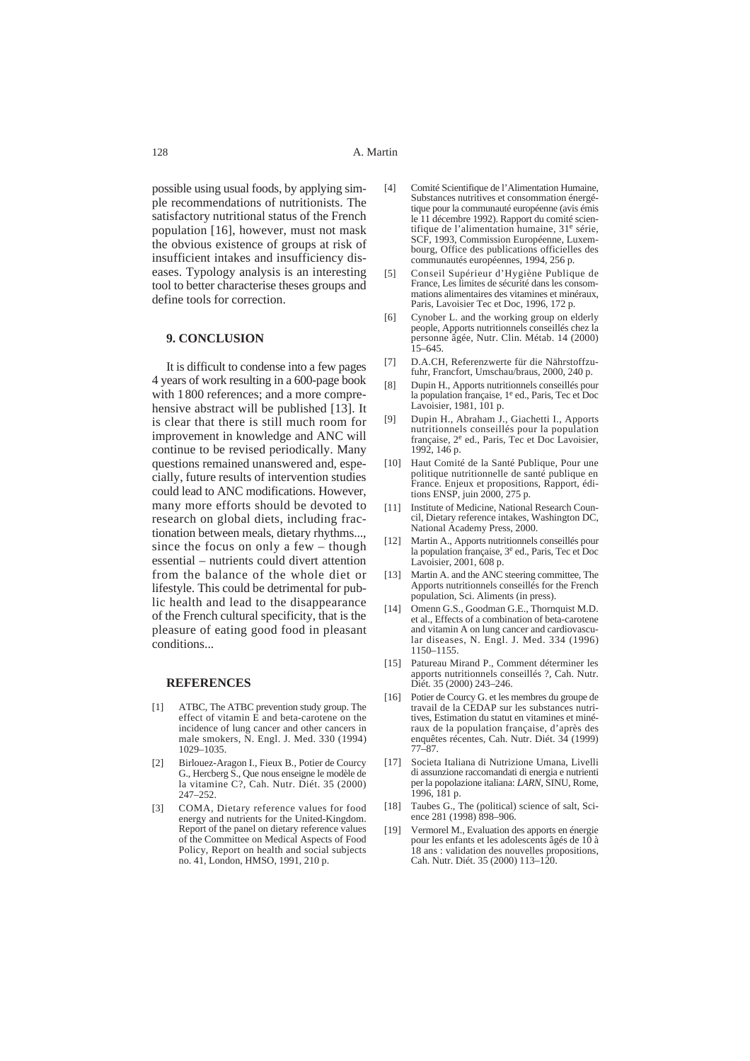possible using usual foods, by applying simple recommendations of nutritionists. The satisfactory nutritional status of the French population [16], however, must not mask the obvious existence of groups at risk of insufficient intakes and insufficiency diseases. Typology analysis is an interesting tool to better characterise theses groups and define tools for correction.

## 9. CONCLUSION

It is difficult to condense into a few pages 4 years of work resulting in a 600-page book with 1800 references; and a more comprehensive abstract will be published [13]. It is clear that there is still much room for improvement in knowledge and ANC will continue to be revised periodically. Many questions remained unanswered and, especially, future results of intervention studies could lead to ANC modifications. However, many more efforts should be devoted to research on global diets, including fractionation between meals, dietary rhythms..., since the focus on only a few – though essential – nutrients could divert attention from the balance of the whole diet or lifestyle. This could be detrimental for public health and lead to the disappearance of the French cultural specificity, that is the pleasure of eating good food in pleasant conditions...

## REFERENCES

[1] ATBC, The ATBC prevention study group. The effect of vitamin E and beta-carotene on the incidence of lung cancer and other cancers in male smokers, N. Engl. J. Med. 330 (1994) 1029–1035.

[2] Birlouez-Aragon I., Fieux B., Potier de Courcy G., Hercberg S., Que nous enseigne le modèle de la vitamine C?, Cah. Nutr. Diét. 35 (2000) 247–252.

[3] COMA, Dietary reference values for food energy and nutrients for the United-Kingdom. Report of the panel on dietary reference values of the Committee on Medical Aspects of Food Policy, Report on health and social subjects no. 41, London, HMSO, 1991, 210 p.

[4] Comité Scientifique de l'Alimentation Humaine, Substances nutritives et consommation énergétique pour la communauté européenne (avis émis le 11 décembre 1992). Rapport du comité scientifique de l'alimentation humaine, 31e série, SCF, 1993, Commission Européenne, Luxembourg, Office des publications officielles des communautés européennes, 1994, 256 p.

[5] Conseil Supérieur d'Hygiène Publique de France, Les limites de sécurité dans les consommations alimentaires des vitamines et minéraux, Paris, Lavoisier Tec et Doc, 1996, 172 p.

[6] Cynober L. and the working group on elderly people, Apports nutritionnels conseillés chez la personne âgée, Nutr. Clin. Métab. 14 (2000) 15–645.

[7] D.A.CH, Referenzwerte für die Nährstoffzufuhr, Francfort, Umschau/braus, 2000, 240 p.

[8] Dupin H., Apports nutritionnels conseillés pour la population française, 1e ed., Paris, Tec et Doc Lavoisier, 1981, 101 p.

[9] Dupin H., Abraham J., Giachetti I., Apports nutritionnels conseillés pour la population française, 2e ed., Paris, Tec et Doc Lavoisier, 1992, 146 p.

[10] Haut Comité de la Santé Publique, Pour une politique nutritionnelle de santé publique en France. Enjeux et propositions, Rapport, éditions ENSP, juin 2000, 275 p.

[11] Institute of Medicine, National Research Council, Dietary reference intakes, Washington DC, National Academy Press, 2000.

[12] Martin A., Apports nutritionnels conseillés pour la population française, 3e ed., Paris, Tec et Doc Lavoisier, 2001, 608 p.

[13] Martin A. and the ANC steering committee, The Apports nutritionnels conseillés for the French population, Sci. Aliments (in press).

[14] Omenn G.S., Goodman G.E., Thornquist M.D. et al., Effects of a combination of beta-carotene and vitamin A on lung cancer and cardiovascular diseases, N. Engl. J. Med. 334 (1996) 1150–1155.

[15] Patureau Mirand P., Comment déterminer les apports nutritionnels conseillés ?, Cah. Nutr. Diét. 35 (2000) 243–246.

[16] Potier de Courcy G. et les membres du groupe de travail de la CEDAP sur les substances nutritives, Estimation du statut en vitamines et minéraux de la population française, d'après des enquêtes récentes, Cah. Nutr. Diét. 34 (1999) 77–87.

[17] Societa Italiana di Nutrizione Umana, Livelli di assunzione raccomandati di energia e nutrienti per la popolazione italiana: *LARN*, SINU, Rome, 1996, 181 p.

[18] Taubes G., The (political) science of salt, Science 281 (1998) 898–906.

[19] Vermorel M., Evaluation des apports en énergie pour les enfants et les adolescents âgés de 10 à 18 ans : validation des nouvelles propositions, Cah. Nutr. Diét. 35 (2000) 113–120.